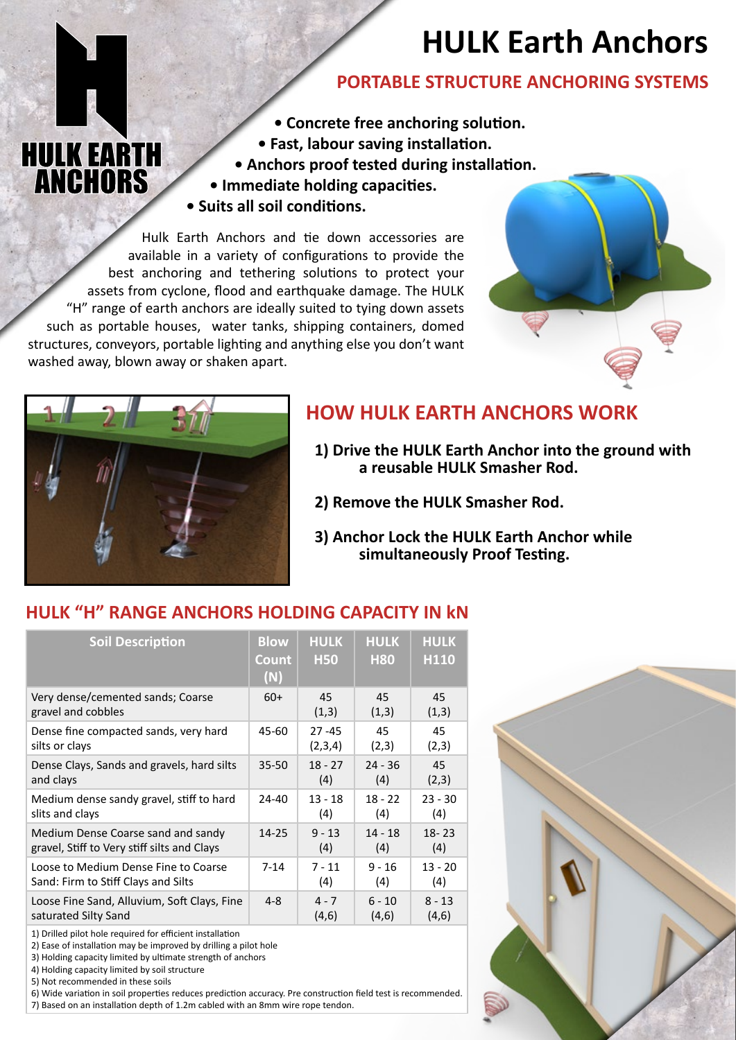# HULK Earth Anchors

## PORTABLE STRUCTURE ANCHORING SYSTEMS

HULK EARTH ANCHORS

- **Concrete free anchoring solution.**
- **Fast, labour saving installation.**
- **Anchors proof tested during installation.**
- **Immediate holding capacities.**
- **Suits all soil conditions.**

Hulk Earth Anchors and tie down accessories are available in a variety of configurations to provide the best anchoring and tethering solutions to protect your assets from cyclone, flood and earthquake damage. The HULK "H" range of earth anchors are ideally suited to tying down assets such as portable houses, water tanks, shipping containers, domed structures, conveyors, portable lighting and anything else you don't want washed away, blown away or shaken apart.

## HOW HULK EARTH ANCHORS WORK

**1) Drive the HULK Earth Anchor into the ground with a reusable HULK Smasher Rod.**

**2) Remove the HULK Smasher Rod.**

**3) Anchor Lock the HULK Earth Anchor while simultaneously Proof Testing.**

## HULK "H" RANGE ANCHORS HOLDING CAPACITY IN kN

| Soil Description | Blow Count (N) | HULK H50 | HULK H80 | HULK H110 |
|---|---|---|---|---|
| Very dense/cemented sands; Coarse gravel and cobbles | 60+ | 45 (1,3) | 45 (1,3) | 45 (1,3) |
| Dense fine compacted sands, very hard silts or clays | 45-60 | 27 -45 (2,3,4) | 45 (2,3) | 45 (2,3) |
| Dense Clays, Sands and gravels, hard silts and clays | 35-50 | 18 - 27 (4) | 24 - 36 (4) | 45 (2,3) |
| Medium dense sandy gravel, stiff to hard slits and clays | 24-40 | 13 - 18 (4) | 18 - 22 (4) | 23 - 30 (4) |
| Medium Dense Coarse sand and sandy gravel, Stiff to Very stiff silts and Clays | 14-25 | 9 - 13 (4) | 14 - 18 (4) | 18- 23 (4) |
| Loose to Medium Dense Fine to Coarse Sand: Firm to Stiff Clays and Silts | 7-14 | 7 - 11 (4) | 9 - 16 (4) | 13 - 20 (4) |
| Loose Fine Sand, Alluvium, Soft Clays, Fine saturated Silty Sand | 4-8 | 4 - 7 (4,6) | 6 - 10 (4,6) | 8 - 13 (4,6) |

1) Drilled pilot hole required for efficient installation
2) Ease of installation may be improved by drilling a pilot hole
3) Holding capacity limited by ultimate strength of anchors
4) Holding capacity limited by soil structure
5) Not recommended in these soils
6) Wide variation in soil properties reduces prediction accuracy. Pre construction field test is recommended.
7) Based on an installation depth of 1.2m cabled with an 8mm wire rope tendon.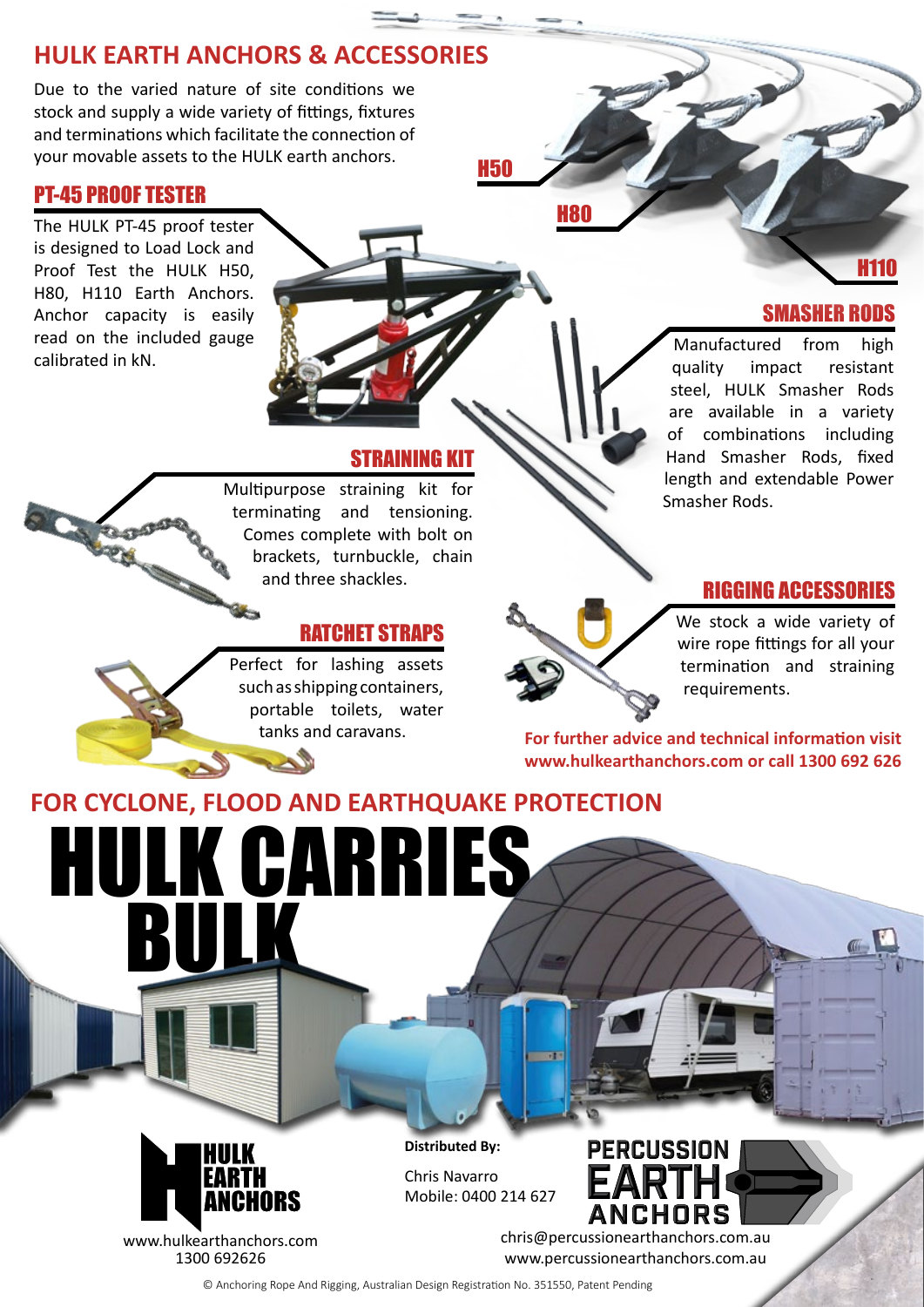## HULK EARTH ANCHORS & ACCESSORIES

Due to the varied nature of site conditions we stock and supply a wide variety of fittings, fixtures and terminations which facilitate the connection of your movable assets to the HULK earth anchors.

H50

H80

H110

### PT-45 PROOF TESTER

The HULK PT-45 proof tester is designed to Load Lock and Proof Test the HULK H50, H80, H110 Earth Anchors. Anchor capacity is easily read on the included gauge calibrated in kN.

### SMASHER RODS

Manufactured from high quality impact resistant steel, HULK Smasher Rods are available in a variety of combinations including Hand Smasher Rods, fixed length and extendable Power Smasher Rods.

### STRAINING KIT

Multipurpose straining kit for terminating and tensioning. Comes complete with bolt on brackets, turnbuckle, chain and three shackles.

### RIGGING ACCESSORIES

We stock a wide variety of wire rope fittings for all your termination and straining requirements.

### RATCHET STRAPS

Perfect for lashing assets such as shipping containers, portable toilets, water tanks and caravans.

**For further advice and technical information visit www.hulkearthanchors.com or call 1300 692 626**

## FOR CYCLONE, FLOOD AND EARTHQUAKE PROTECTION

# HULK CARRIES BULK

HULK EARTH ANCHORS

www.hulkearthanchors.com
1300 692626

**Distributed By:**

Chris Navarro
Mobile: 0400 214 627

PERCUSSION EARTH ANCHORS

chris@percussionearthanchors.com.au
www.percussionearthanchors.com.au

© Anchoring Rope And Rigging, Australian Design Registration No. 351550, Patent Pending